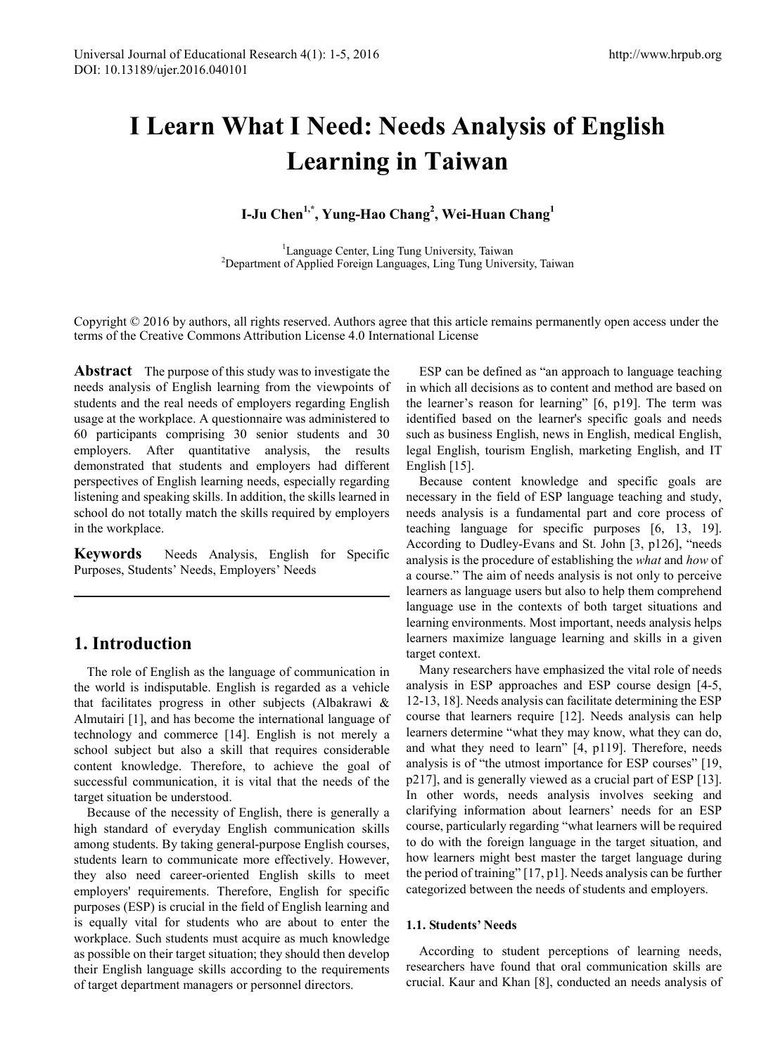# I Learn What I Need: Needs Analysis of English Learning in Taiwan

**I-Ju Chen[1,*], Yung-Hao Chang[2], Wei-Huan Chang[1]**

[1]Language Center, Ling Tung University, Taiwan
[2]Department of Applied Foreign Languages, Ling Tung University, Taiwan

Copyright © 2016 by authors, all rights reserved. Authors agree that this article remains permanently open access under the terms of the Creative Commons Attribution License 4.0 International License

**Abstract** The purpose of this study was to investigate the needs analysis of English learning from the viewpoints of students and the real needs of employers regarding English usage at the workplace. A questionnaire was administered to 60 participants comprising 30 senior students and 30 employers. After quantitative analysis, the results demonstrated that students and employers had different perspectives of English learning needs, especially regarding listening and speaking skills. In addition, the skills learned in school do not totally match the skills required by employers in the workplace.

**Keywords** Needs Analysis, English for Specific Purposes, Students' Needs, Employers' Needs

## 1. Introduction

The role of English as the language of communication in the world is indisputable. English is regarded as a vehicle that facilitates progress in other subjects (Albakrawi & Almutairi [1], and has become the international language of technology and commerce [14]. English is not merely a school subject but also a skill that requires considerable content knowledge. Therefore, to achieve the goal of successful communication, it is vital that the needs of the target situation be understood.

Because of the necessity of English, there is generally a high standard of everyday English communication skills among students. By taking general-purpose English courses, students learn to communicate more effectively. However, they also need career-oriented English skills to meet employers' requirements. Therefore, English for specific purposes (ESP) is crucial in the field of English learning and is equally vital for students who are about to enter the workplace. Such students must acquire as much knowledge as possible on their target situation; they should then develop their English language skills according to the requirements of target department managers or personnel directors.

ESP can be defined as "an approach to language teaching in which all decisions as to content and method are based on the learner's reason for learning" [6, p19]. The term was identified based on the learner's specific goals and needs such as business English, news in English, medical English, legal English, tourism English, marketing English, and IT English [15].

Because content knowledge and specific goals are necessary in the field of ESP language teaching and study, needs analysis is a fundamental part and core process of teaching language for specific purposes [6, 13, 19]. According to Dudley-Evans and St. John [3, p126], "needs analysis is the procedure of establishing the *what* and *how* of a course." The aim of needs analysis is not only to perceive learners as language users but also to help them comprehend language use in the contexts of both target situations and learning environments. Most important, needs analysis helps learners maximize language learning and skills in a given target context.

Many researchers have emphasized the vital role of needs analysis in ESP approaches and ESP course design [4-5, 12-13, 18]. Needs analysis can facilitate determining the ESP course that learners require [12]. Needs analysis can help learners determine "what they may know, what they can do, and what they need to learn" [4, p119]. Therefore, needs analysis is of "the utmost importance for ESP courses" [19, p217], and is generally viewed as a crucial part of ESP [13]. In other words, needs analysis involves seeking and clarifying information about learners' needs for an ESP course, particularly regarding "what learners will be required to do with the foreign language in the target situation, and how learners might best master the target language during the period of training" [17, p1]. Needs analysis can be further categorized between the needs of students and employers.

### 1.1. Students' Needs

According to student perceptions of learning needs, researchers have found that oral communication skills are crucial. Kaur and Khan [8], conducted an needs analysis of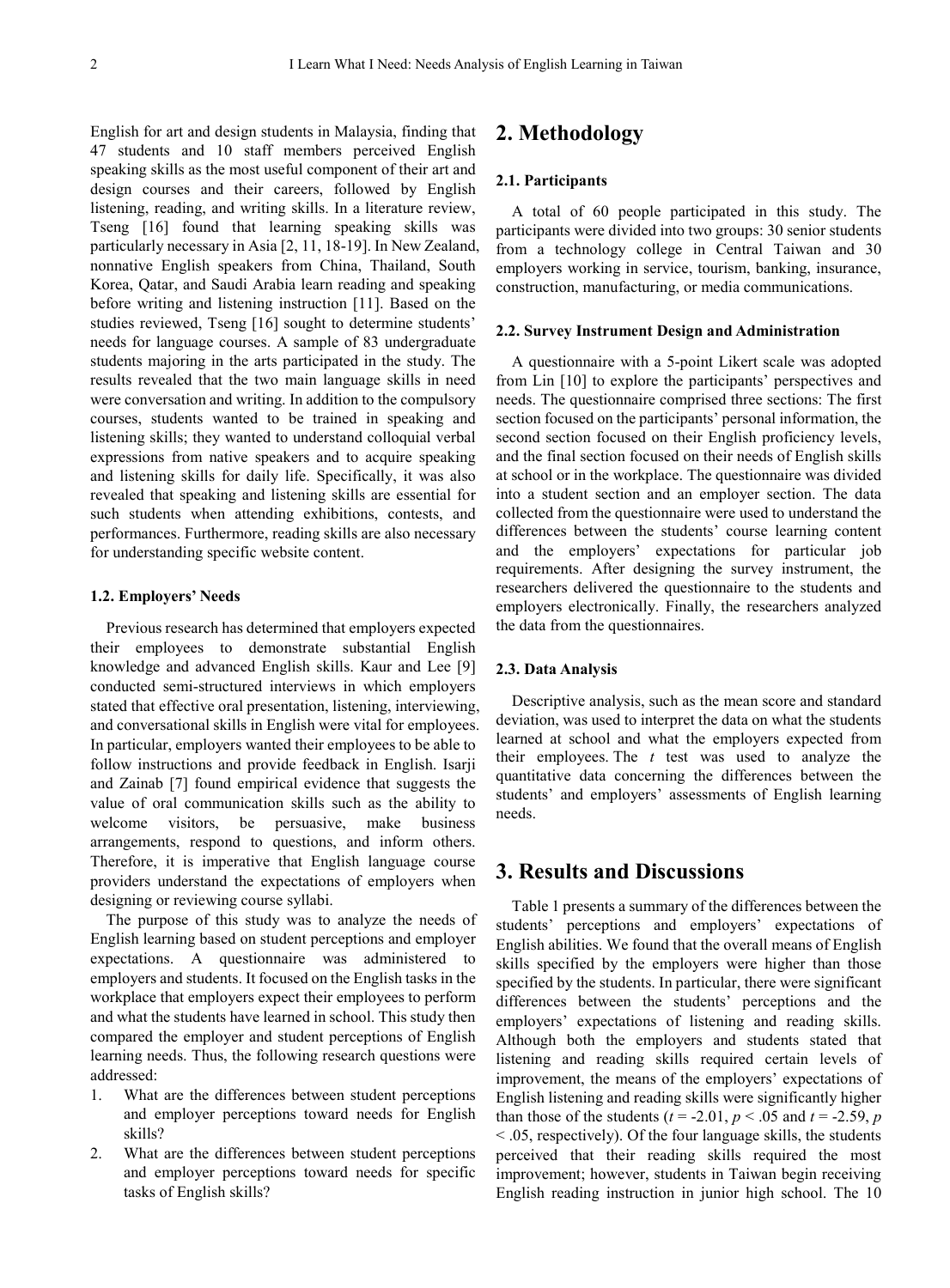English for art and design students in Malaysia, finding that 47 students and 10 staff members perceived English speaking skills as the most useful component of their art and design courses and their careers, followed by English listening, reading, and writing skills. In a literature review, Tseng [16] found that learning speaking skills was particularly necessary in Asia [2, 11, 18-19]. In New Zealand, nonnative English speakers from China, Thailand, South Korea, Qatar, and Saudi Arabia learn reading and speaking before writing and listening instruction [11]. Based on the studies reviewed, Tseng [16] sought to determine students' needs for language courses. A sample of 83 undergraduate students majoring in the arts participated in the study. The results revealed that the two main language skills in need were conversation and writing. In addition to the compulsory courses, students wanted to be trained in speaking and listening skills; they wanted to understand colloquial verbal expressions from native speakers and to acquire speaking and listening skills for daily life. Specifically, it was also revealed that speaking and listening skills are essential for such students when attending exhibitions, contests, and performances. Furthermore, reading skills are also necessary for understanding specific website content.

### 1.2. Employers' Needs

Previous research has determined that employers expected their employees to demonstrate substantial English knowledge and advanced English skills. Kaur and Lee [9] conducted semi-structured interviews in which employers stated that effective oral presentation, listening, interviewing, and conversational skills in English were vital for employees. In particular, employers wanted their employees to be able to follow instructions and provide feedback in English. Isarji and Zainab [7] found empirical evidence that suggests the value of oral communication skills such as the ability to welcome visitors, be persuasive, make business arrangements, respond to questions, and inform others. Therefore, it is imperative that English language course providers understand the expectations of employers when designing or reviewing course syllabi.

The purpose of this study was to analyze the needs of English learning based on student perceptions and employer expectations. A questionnaire was administered to employers and students. It focused on the English tasks in the workplace that employers expect their employees to perform and what the students have learned in school. This study then compared the employer and student perceptions of English learning needs. Thus, the following research questions were addressed:

1. What are the differences between student perceptions and employer perceptions toward needs for English skills?
2. What are the differences between student perceptions and employer perceptions toward needs for specific tasks of English skills?

## 2. Methodology

### 2.1. Participants

A total of 60 people participated in this study. The participants were divided into two groups: 30 senior students from a technology college in Central Taiwan and 30 employers working in service, tourism, banking, insurance, construction, manufacturing, or media communications.

### 2.2. Survey Instrument Design and Administration

A questionnaire with a 5-point Likert scale was adopted from Lin [10] to explore the participants' perspectives and needs. The questionnaire comprised three sections: The first section focused on the participants' personal information, the second section focused on their English proficiency levels, and the final section focused on their needs of English skills at school or in the workplace. The questionnaire was divided into a student section and an employer section. The data collected from the questionnaire were used to understand the differences between the students' course learning content and the employers' expectations for particular job requirements. After designing the survey instrument, the researchers delivered the questionnaire to the students and employers electronically. Finally, the researchers analyzed the data from the questionnaires.

### 2.3. Data Analysis

Descriptive analysis, such as the mean score and standard deviation, was used to interpret the data on what the students learned at school and what the employers expected from their employees. The $t$ test was used to analyze the quantitative data concerning the differences between the students' and employers' assessments of English learning needs.

## 3. Results and Discussions

Table 1 presents a summary of the differences between the students' perceptions and employers' expectations of English abilities. We found that the overall means of English skills specified by the employers were higher than those specified by the students. In particular, there were significant differences between the students' perceptions and the employers' expectations of listening and reading skills. Although both the employers and students stated that listening and reading skills required certain levels of improvement, the means of the employers' expectations of English listening and reading skills were significantly higher than those of the students ($t = -2.01$, $p < .05$ and $t = -2.59$, $p < .05$, respectively). Of the four language skills, the students perceived that their reading skills required the most improvement; however, students in Taiwan begin receiving English reading instruction in junior high school. The 10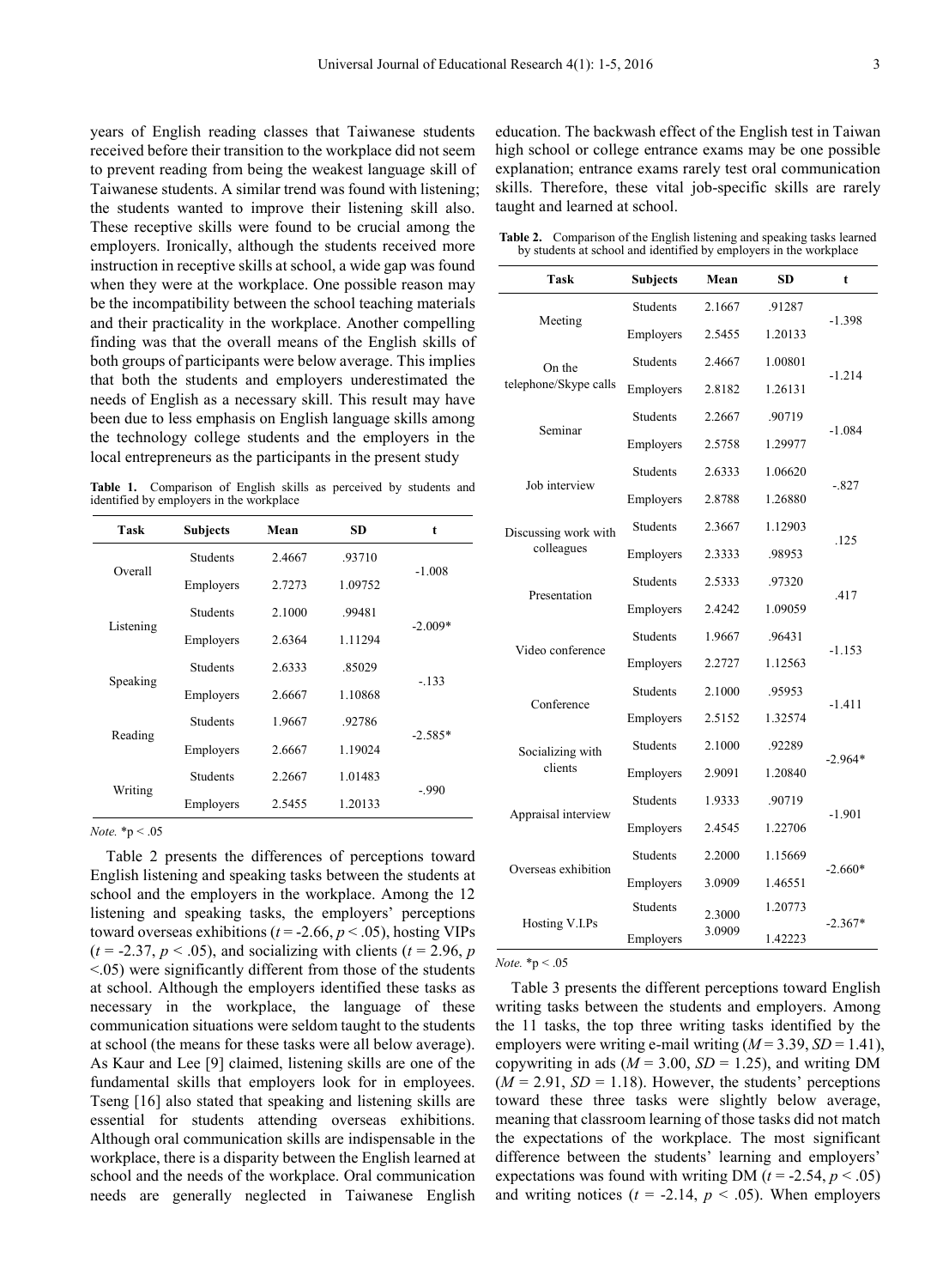years of English reading classes that Taiwanese students received before their transition to the workplace did not seem to prevent reading from being the weakest language skill of Taiwanese students. A similar trend was found with listening; the students wanted to improve their listening skill also. These receptive skills were found to be crucial among the employers. Ironically, although the students received more instruction in receptive skills at school, a wide gap was found when they were at the workplace. One possible reason may be the incompatibility between the school teaching materials and their practicality in the workplace. Another compelling finding was that the overall means of the English skills of both groups of participants were below average. This implies that both the students and employers underestimated the needs of English as a necessary skill. This result may have been due to less emphasis on English language skills among the technology college students and the employers in the local entrepreneurs as the participants in the present study

**Table 1.** Comparison of English skills as perceived by students and identified by employers in the workplace

| Task | Subjects | Mean | SD | t |
|---|---|---|---|---|
| Overall | Students | 2.4667 | .93710 | -1.008 |
| | Employers | 2.7273 | 1.09752 | |
| Listening | Students | 2.1000 | .99481 | -2.009* |
| | Employers | 2.6364 | 1.11294 | |
| Speaking | Students | 2.6333 | .85029 | -.133 |
| | Employers | 2.6667 | 1.10868 | |
| Reading | Students | 1.9667 | .92786 | -2.585* |
| | Employers | 2.6667 | 1.19024 | |
| Writing | Students | 2.2667 | 1.01483 | -.990 |
| | Employers | 2.5455 | 1.20133 | |

*Note.* *p < .05

Table 2 presents the differences of perceptions toward English listening and speaking tasks between the students at school and the employers in the workplace. Among the 12 listening and speaking tasks, the employers' perceptions toward overseas exhibitions ($t$ = -2.66, $p < .05$), hosting VIPs ($t$ = -2.37, $p < .05$), and socializing with clients ($t$ = 2.96, $p < .05$) were significantly different from those of the students at school. Although the employers identified these tasks as necessary in the workplace, the language of these communication situations were seldom taught to the students at school (the means for these tasks were all below average). As Kaur and Lee [9] claimed, listening skills are one of the fundamental skills that employers look for in employees. Tseng [16] also stated that speaking and listening skills are essential for students attending overseas exhibitions. Although oral communication skills are indispensable in the workplace, there is a disparity between the English learned at school and the needs of the workplace. Oral communication needs are generally neglected in Taiwanese English education. The backwash effect of the English test in Taiwan high school or college entrance exams may be one possible explanation; entrance exams rarely test oral communication skills. Therefore, these vital job-specific skills are rarely taught and learned at school.

**Table 2.** Comparison of the English listening and speaking tasks learned by students at school and identified by employers in the workplace

| Task | Subjects | Mean | SD | t |
|---|---|---|---|---|
| Meeting | Students | 2.1667 | .91287 | -1.398 |
| | Employers | 2.5455 | 1.20133 | |
| On the telephone/Skype calls | Students | 2.4667 | 1.00801 | -1.214 |
| | Employers | 2.8182 | 1.26131 | |
| Seminar | Students | 2.2667 | .90719 | -1.084 |
| | Employers | 2.5758 | 1.29977 | |
| Job interview | Students | 2.6333 | 1.06620 | -.827 |
| | Employers | 2.8788 | 1.26880 | |
| Discussing work with colleagues | Students | 2.3667 | 1.12903 | .125 |
| | Employers | 2.3333 | .98953 | |
| Presentation | Students | 2.5333 | .97320 | .417 |
| | Employers | 2.4242 | 1.09059 | |
| Video conference | Students | 1.9667 | .96431 | -1.153 |
| | Employers | 2.2727 | 1.12563 | |
| Conference | Students | 2.1000 | .95953 | -1.411 |
| | Employers | 2.5152 | 1.32574 | |
| Socializing with clients | Students | 2.1000 | .92289 | -2.964* |
| | Employers | 2.9091 | 1.20840 | |
| Appraisal interview | Students | 1.9333 | .90719 | -1.901 |
| | Employers | 2.4545 | 1.22706 | |
| Overseas exhibition | Students | 2.2000 | 1.15669 | -2.660* |
| | Employers | 3.0909 | 1.46551 | |
| Hosting V.I.Ps | Students | 2.3000 | 1.20773 | -2.367* |
| | Employers | 3.0909 | 1.42223 | |

*Note.* *p < .05

Table 3 presents the different perceptions toward English writing tasks between the students and employers. Among the 11 tasks, the top three writing tasks identified by the employers were writing e-mail writing ($M$ = 3.39, $SD$ = 1.41), copywriting in ads ($M$ = 3.00, $SD$ = 1.25), and writing DM ($M$ = 2.91, $SD$ = 1.18). However, the students' perceptions toward these three tasks were slightly below average, meaning that classroom learning of those tasks did not match the expectations of the workplace. The most significant difference between the students' learning and employers' expectations was found with writing DM ($t$ = -2.54, $p < .05$) and writing notices ($t$ = -2.14, $p < .05$). When employers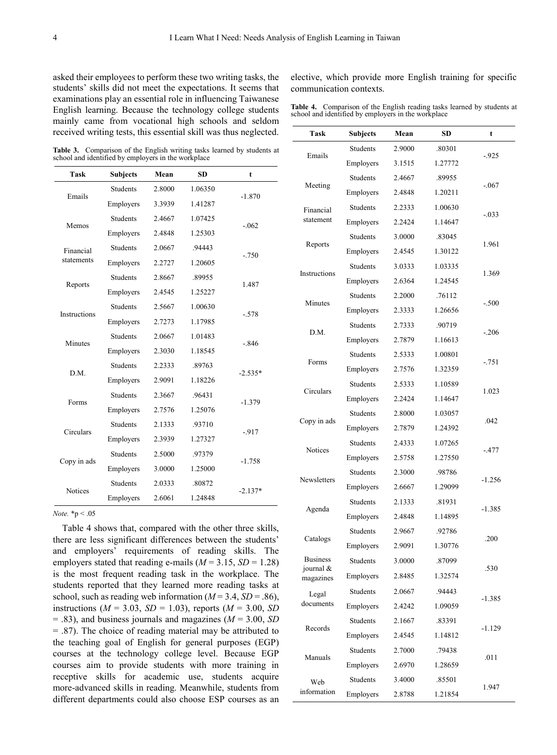asked their employees to perform these two writing tasks, the students' skills did not meet the expectations. It seems that examinations play an essential role in influencing Taiwanese English learning. Because the technology college students mainly came from vocational high schools and seldom received writing tests, this essential skill was thus neglected.

**Table 3.** Comparison of the English writing tasks learned by students at school and identified by employers in the workplace

| Task | Subjects | Mean | SD | t |
|---|---|---|---|---|
| Emails | Students | 2.8000 | 1.06350 | -1.870 |
| | Employers | 3.3939 | 1.41287 | |
| Memos | Students | 2.4667 | 1.07425 | -.062 |
| | Employers | 2.4848 | 1.25303 | |
| Financial statements | Students | 2.0667 | .94443 | -.750 |
| | Employers | 2.2727 | 1.20605 | |
| Reports | Students | 2.8667 | .89955 | 1.487 |
| | Employers | 2.4545 | 1.25227 | |
| Instructions | Students | 2.5667 | 1.00630 | -.578 |
| | Employers | 2.7273 | 1.17985 | |
| Minutes | Students | 2.0667 | 1.01483 | -.846 |
| | Employers | 2.3030 | 1.18545 | |
| D.M. | Students | 2.2333 | .89763 | -2.535* |
| | Employers | 2.9091 | 1.18226 | |
| Forms | Students | 2.3667 | .96431 | -1.379 |
| | Employers | 2.7576 | 1.25076 | |
| Circulars | Students | 2.1333 | .93710 | -.917 |
| | Employers | 2.3939 | 1.27327 | |
| Copy in ads | Students | 2.5000 | .97379 | -1.758 |
| | Employers | 3.0000 | 1.25000 | |
| Notices | Students | 2.0333 | .80872 | -2.137* |
| | Employers | 2.6061 | 1.24848 | |

*Note.* *$p < .05$

Table 4 shows that, compared with the other three skills, there are less significant differences between the students' and employers' requirements of reading skills. The employers stated that reading e-mails ($M = 3.15$, $SD = 1.28$) is the most frequent reading task in the workplace. The students reported that they learned more reading tasks at school, such as reading web information ($M = 3.4$, $SD = .86$), instructions ($M = 3.03$, $SD = 1.03$), reports ($M = 3.00$, $SD = .83$), and business journals and magazines ($M = 3.00$, $SD = .87$). The choice of reading material may be attributed to the teaching goal of English for general purposes (EGP) courses at the technology college level. Because EGP courses aim to provide students with more training in receptive skills for academic use, students acquire more-advanced skills in reading. Meanwhile, students from different departments could also choose ESP courses as an elective, which provide more English training for specific communication contexts.

**Table 4.** Comparison of the English reading tasks learned by students at school and identified by employers in the workplace

| Task | Subjects | Mean | SD | t |
|---|---|---|---|---|
| Emails | Students | 2.9000 | .80301 | -.925 |
| | Employers | 3.1515 | 1.27772 | |
| Meeting | Students | 2.4667 | .89955 | -.067 |
| | Employers | 2.4848 | 1.20211 | |
| Financial statement | Students | 2.2333 | 1.00630 | -.033 |
| | Employers | 2.2424 | 1.14647 | |
| Reports | Students | 3.0000 | .83045 | 1.961 |
| | Employers | 2.4545 | 1.30122 | |
| Instructions | Students | 3.0333 | 1.03335 | 1.369 |
| | Employers | 2.6364 | 1.24545 | |
| Minutes | Students | 2.2000 | .76112 | -.500 |
| | Employers | 2.3333 | 1.26656 | |
| D.M. | Students | 2.7333 | .90719 | -.206 |
| | Employers | 2.7879 | 1.16613 | |
| Forms | Students | 2.5333 | 1.00801 | -.751 |
| | Employers | 2.7576 | 1.32359 | |
| Circulars | Students | 2.5333 | 1.10589 | 1.023 |
| | Employers | 2.2424 | 1.14647 | |
| Copy in ads | Students | 2.8000 | 1.03057 | .042 |
| | Employers | 2.7879 | 1.24392 | |
| Notices | Students | 2.4333 | 1.07265 | -.477 |
| | Employers | 2.5758 | 1.27550 | |
| Newsletters | Students | 2.3000 | .98786 | -1.256 |
| | Employers | 2.6667 | 1.29099 | |
| Agenda | Students | 2.1333 | .81931 | -1.385 |
| | Employers | 2.4848 | 1.14895 | |
| Catalogs | Students | 2.9667 | .92786 | .200 |
| | Employers | 2.9091 | 1.30776 | |
| Business journal & magazines | Students | 3.0000 | .87099 | .530 |
| | Employers | 2.8485 | 1.32574 | |
| Legal documents | Students | 2.0667 | .94443 | -1.385 |
| | Employers | 2.4242 | 1.09059 | |
| Records | Students | 2.1667 | .83391 | -1.129 |
| | Employers | 2.4545 | 1.14812 | |
| Manuals | Students | 2.7000 | .79438 | .011 |
| | Employers | 2.6970 | 1.28659 | |
| Web information | Students | 3.4000 | .85501 | 1.947 |
| | Employers | 2.8788 | 1.21854 | |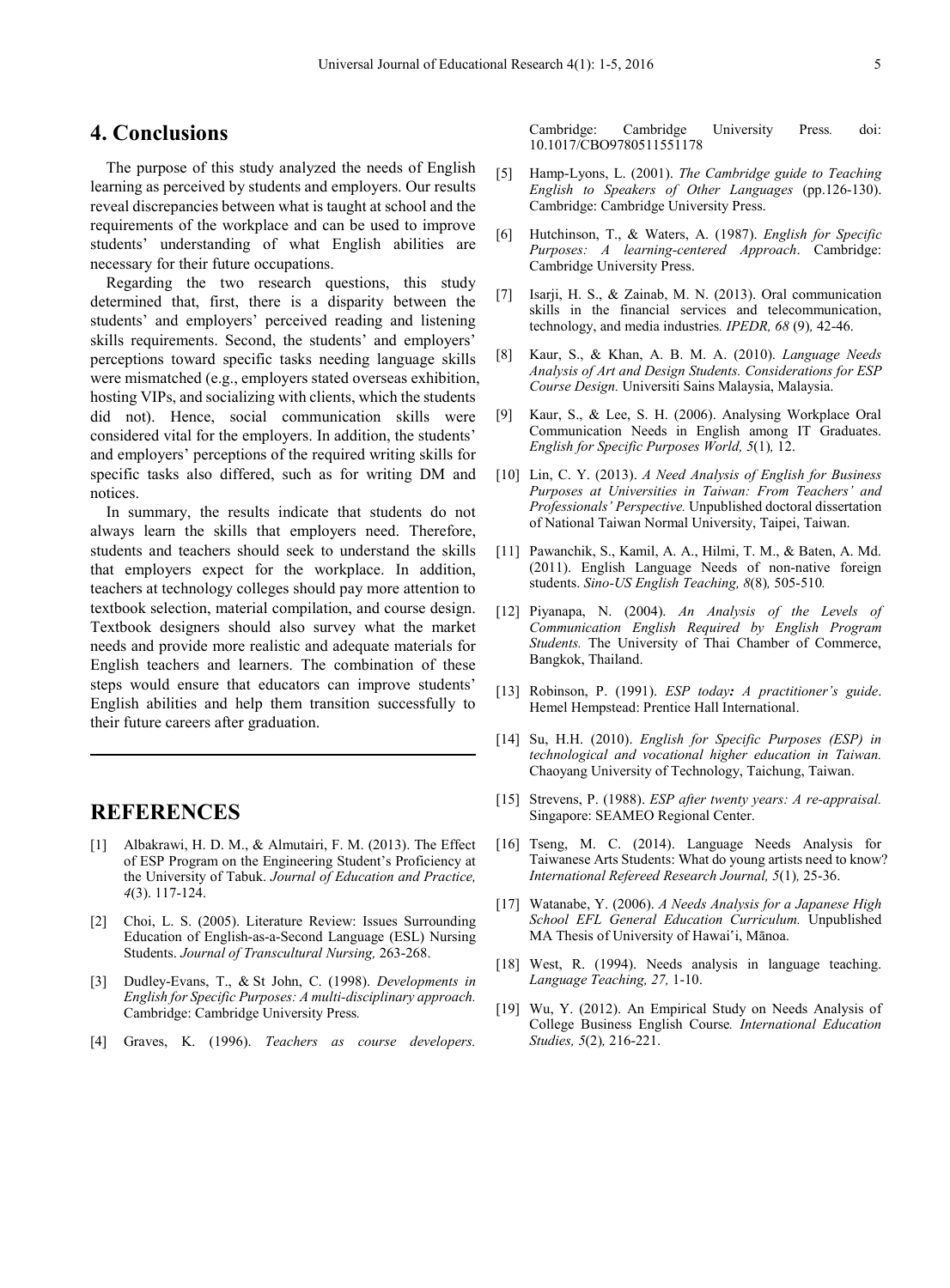## 4. Conclusions

The purpose of this study analyzed the needs of English learning as perceived by students and employers. Our results reveal discrepancies between what is taught at school and the requirements of the workplace and can be used to improve students' understanding of what English abilities are necessary for their future occupations.

Regarding the two research questions, this study determined that, first, there is a disparity between the students' and employers' perceived reading and listening skills requirements. Second, the students' and employers' perceptions toward specific tasks needing language skills were mismatched (e.g., employers stated overseas exhibition, hosting VIPs, and socializing with clients, which the students did not). Hence, social communication skills were considered vital for the employers. In addition, the students' and employers' perceptions of the required writing skills for specific tasks also differed, such as for writing DM and notices.

In summary, the results indicate that students do not always learn the skills that employers need. Therefore, students and teachers should seek to understand the skills that employers expect for the workplace. In addition, teachers at technology colleges should pay more attention to textbook selection, material compilation, and course design. Textbook designers should also survey what the market needs and provide more realistic and adequate materials for English teachers and learners. The combination of these steps would ensure that educators can improve students' English abilities and help them transition successfully to their future careers after graduation.

## REFERENCES

[1] Albakrawi, H. D. M., & Almutairi, F. M. (2013). The Effect of ESP Program on the Engineering Student's Proficiency at the University of Tabuk. *Journal of Education and Practice, 4*(3). 117-124.

[2] Choi, L. S. (2005). Literature Review: Issues Surrounding Education of English-as-a-Second Language (ESL) Nursing Students. *Journal of Transcultural Nursing,* 263-268.

[3] Dudley-Evans, T., & St John, C. (1998). *Developments in English for Specific Purposes: A multi-disciplinary approach.* Cambridge: Cambridge University Press.

[4] Graves, K. (1996). *Teachers as course developers.* Cambridge: Cambridge University Press. doi: 10.1017/CBO9780511551178

[5] Hamp-Lyons, L. (2001). *The Cambridge guide to Teaching English to Speakers of Other Languages* (pp.126-130). Cambridge: Cambridge University Press.

[6] Hutchinson, T., & Waters, A. (1987). *English for Specific Purposes: A learning-centered Approach*. Cambridge: Cambridge University Press.

[7] Isarji, H. S., & Zainab, M. N. (2013). Oral communication skills in the financial services and telecommunication, technology, and media industries. *IPEDR, 68* (9), 42-46.

[8] Kaur, S., & Khan, A. B. M. A. (2010). *Language Needs Analysis of Art and Design Students. Considerations for ESP Course Design.* Universiti Sains Malaysia, Malaysia.

[9] Kaur, S., & Lee, S. H. (2006). Analysing Workplace Oral Communication Needs in English among IT Graduates. *English for Specific Purposes World, 5*(1), 12.

[10] Lin, C. Y. (2013). *A Need Analysis of English for Business Purposes at Universities in Taiwan: From Teachers' and Professionals' Perspective.* Unpublished doctoral dissertation of National Taiwan Normal University, Taipei, Taiwan.

[11] Pawanchik, S., Kamil, A. A., Hilmi, T. M., & Baten, A. Md. (2011). English Language Needs of non-native foreign students. *Sino-US English Teaching, 8*(8), 505-510.

[12] Piyanapa, N. (2004). *An Analysis of the Levels of Communication English Required by English Program Students.* The University of Thai Chamber of Commerce, Bangkok, Thailand.

[13] Robinson, P. (1991). *ESP today: A practitioner's guide*. Hemel Hempstead: Prentice Hall International.

[14] Su, H.H. (2010). *English for Specific Purposes (ESP) in technological and vocational higher education in Taiwan.* Chaoyang University of Technology, Taichung, Taiwan.

[15] Strevens, P. (1988). *ESP after twenty years: A re-appraisal.* Singapore: SEAMEO Regional Center.

[16] Tseng, M. C. (2014). Language Needs Analysis for Taiwanese Arts Students: What do young artists need to know? *International Refereed Research Journal, 5*(1), 25-36.

[17] Watanabe, Y. (2006). *A Needs Analysis for a Japanese High School EFL General Education Curriculum.* Unpublished MA Thesis of University of Hawaiʻi, Mānoa.

[18] West, R. (1994). Needs analysis in language teaching. *Language Teaching, 27,* 1-10.

[19] Wu, Y. (2012). An Empirical Study on Needs Analysis of College Business English Course. *International Education Studies, 5*(2), 216-221.